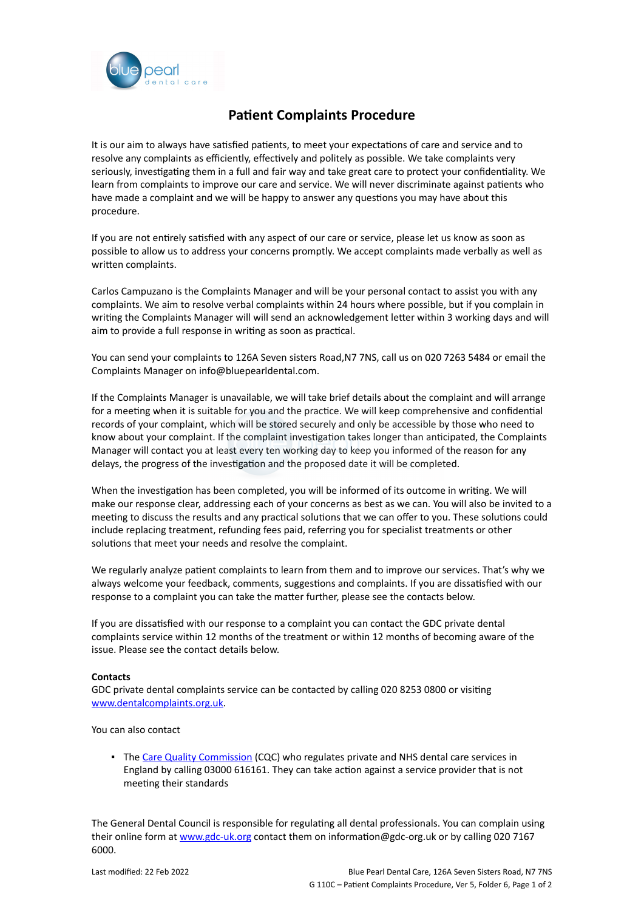# Patient Complaints Procedure

It is our aim to always have satisfied patients, to meet your expectations of care and service and to resolve any complaints as efficiently, effectively and politely as possible. We take complaints very seriously, investigating them in a full and fair way and take great care to protect your confidentiality. We learn from complaints to improve our care and service. We will never discriminate against patients who have made a complaint and we will be happy to answer any questions you may have about this procedure.

If you are not entirely satisfied with any aspect of our care or service, please let us know as soon as possible to allow us to address your concerns promptly. We accept complaints made verbally as well as written complaints.

Carlos Campuzano is the Complaints Manager and will be your personal contact to assist you with any complaints. We aim to resolve verbal complaints within 24 hours where possible, but if you complain in writing the Complaints Manager will will send an acknowledgement letter within 3 working days and will aim to provide a full response in writing as soon as practical.

You can send your complaints to 126A Seven sisters Road,N7 7NS, call us on 020 7263 5484 or email the Complaints Manager on info@bluepearldental.com.

If the Complaints Manager is unavailable, we will take brief details about the complaint and will arrange for a meeting when it is suitable for you and the practice. We will keep comprehensive and confidential records of your complaint, which will be stored securely and only be accessible by those who need to know about your complaint. If the complaint investigation takes longer than anticipated, the Complaints Manager will contact you at least every ten working day to keep you informed of the reason for any delays, the progress of the investigation and the proposed date it will be completed.

When the investigation has been completed, you will be informed of its outcome in writing. We will make our response clear, addressing each of your concerns as best as we can. You will also be invited to a meeting to discuss the results and any practical solutions that we can offer to you. These solutions could include replacing treatment, refunding fees paid, referring you for specialist treatments or other solutions that meet your needs and resolve the complaint.

We regularly analyze patient complaints to learn from them and to improve our services. That's why we always welcome your feedback, comments, suggestions and complaints. If you are dissatisfied with our response to a complaint you can take the matter further, please see the contacts below.

If you are dissatisfied with our response to a complaint you can contact the GDC private dental complaints service within 12 months of the treatment or within 12 months of becoming aware of the issue. Please see the contact details below.

**Contacts**
GDC private dental complaints service can be contacted by calling 020 8253 0800 or visiting www.dentalcomplaints.org.uk.

You can also contact

- The Care Quality Commission (CQC) who regulates private and NHS dental care services in England by calling 03000 616161. They can take action against a service provider that is not meeting their standards

The General Dental Council is responsible for regulating all dental professionals. You can complain using their online form at www.gdc-uk.org contact them on information@gdc-org.uk or by calling 020 7167 6000.

Last modified: 22 Feb 2022

Blue Pearl Dental Care, 126A Seven Sisters Road, N7 7NS
G 110C – Patient Complaints Procedure, Ver 5, Folder 6